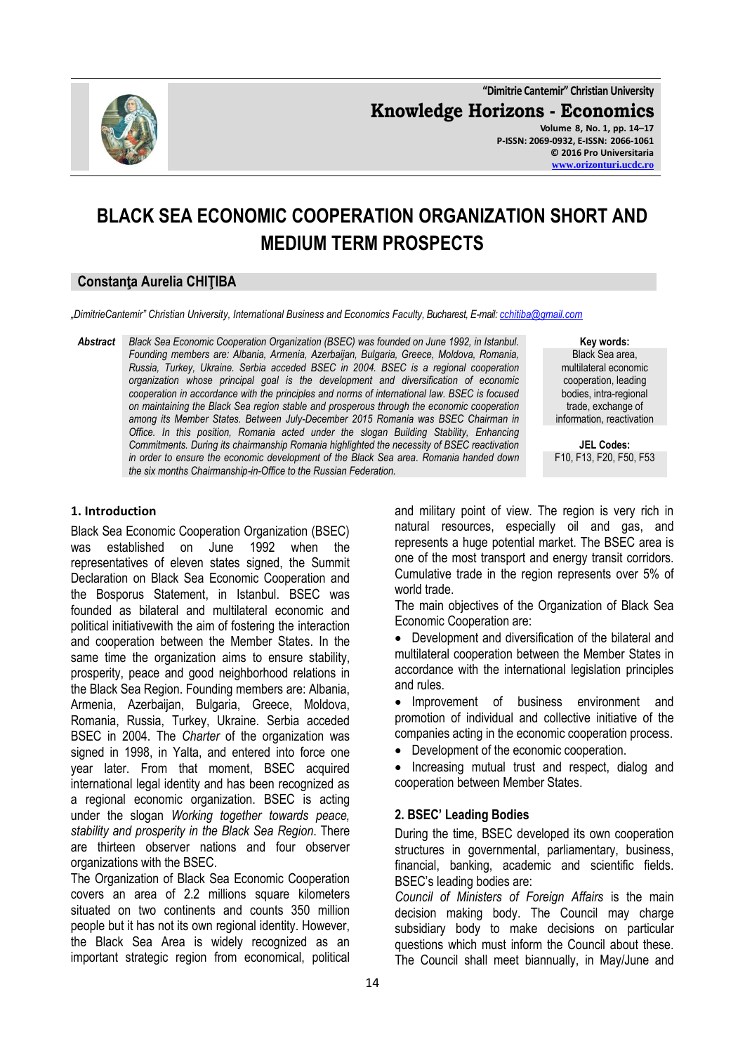# BLACK SEA ECONOMIC COOPERATION ORGANIZATION SHORT AND MEDIUM TERM PROSPECTS

## Constanţa Aurelia CHIŢIBA

*„DimitrieCantemir" Christian University, International Business and Economics Faculty, Bucharest, E-mail: cchitiba@gmail.com*

**Abstract** *Black Sea Economic Cooperation Organization (BSEC) was founded on June 1992, in Istanbul. Founding members are: Albania, Armenia, Azerbaijan, Bulgaria, Greece, Moldova, Romania, Russia, Turkey, Ukraine. Serbia acceded BSEC in 2004. BSEC is a regional cooperation organization whose principal goal is the development and diversification of economic cooperation in accordance with the principles and norms of international law. BSEC is focused on maintaining the Black Sea region stable and prosperous through the economic cooperation among its Member States. Between July-December 2015 Romania was BSEC Chairman in Office. In this position, Romania acted under the slogan Building Stability, Enhancing Commitments. During its chairmanship Romania highlighted the necessity of BSEC reactivation in order to ensure the economic development of the Black Sea area. Romania handed down the six months Chairmanship-in-Office to the Russian Federation.*

**Key words:**
Black Sea area, multilateral economic cooperation, leading bodies, intra-regional trade, exchange of information, reactivation

**JEL Codes:**
F10, F13, F20, F50, F53

### 1. Introduction

Black Sea Economic Cooperation Organization (BSEC) was established on June 1992 when the representatives of eleven states signed, the Summit Declaration on Black Sea Economic Cooperation and the Bosporus Statement, in Istanbul. BSEC was founded as bilateral and multilateral economic and political initiativewith the aim of fostering the interaction and cooperation between the Member States. In the same time the organization aims to ensure stability, prosperity, peace and good neighborhood relations in the Black Sea Region. Founding members are: Albania, Armenia, Azerbaijan, Bulgaria, Greece, Moldova, Romania, Russia, Turkey, Ukraine. Serbia acceded BSEC in 2004. The *Charter* of the organization was signed in 1998, in Yalta, and entered into force one year later. From that moment, BSEC acquired international legal identity and has been recognized as a regional economic organization. BSEC is acting under the slogan *Working together towards peace, stability and prosperity in the Black Sea Region*. There are thirteen observer nations and four observer organizations with the BSEC.

The Organization of Black Sea Economic Cooperation covers an area of 2.2 millions square kilometers situated on two continents and counts 350 million people but it has not its own regional identity. However, the Black Sea Area is widely recognized as an important strategic region from economical, political and military point of view. The region is very rich in natural resources, especially oil and gas, and represents a huge potential market. The BSEC area is one of the most transport and energy transit corridors. Cumulative trade in the region represents over 5% of world trade.

The main objectives of the Organization of Black Sea Economic Cooperation are:

- Development and diversification of the bilateral and multilateral cooperation between the Member States in accordance with the international legislation principles and rules.
- Improvement of business environment and promotion of individual and collective initiative of the companies acting in the economic cooperation process.
- Development of the economic cooperation.
- Increasing mutual trust and respect, dialog and cooperation between Member States.

### 2. BSEC' Leading Bodies

During the time, BSEC developed its own cooperation structures in governmental, parliamentary, business, financial, banking, academic and scientific fields. BSEC's leading bodies are:

*Council of Ministers of Foreign Affairs* is the main decision making body. The Council may charge subsidiary body to make decisions on particular questions which must inform the Council about these. The Council shall meet biannually, in May/June and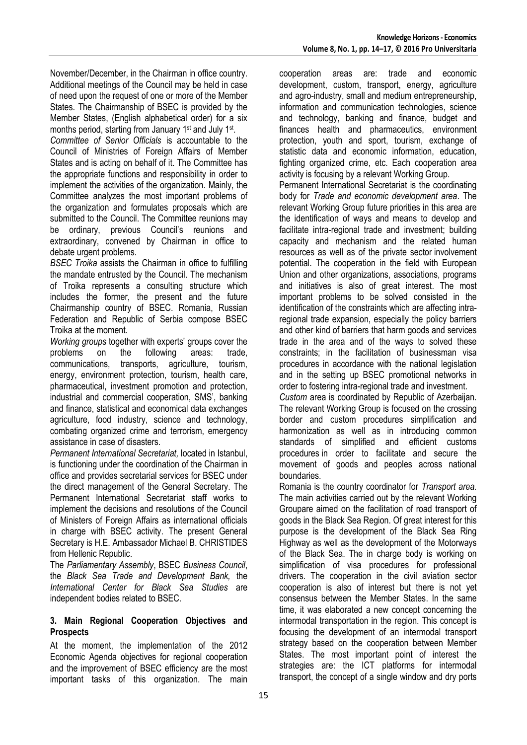November/December, in the Chairman in office country. Additional meetings of the Council may be held in case of need upon the request of one or more of the Member States. The Chairmanship of BSEC is provided by the Member States, (English alphabetical order) for a six months period, starting from January 1st and July 1st.

*Committee of Senior Officials* is accountable to the Council of Ministries of Foreign Affairs of Member States and is acting on behalf of it. The Committee has the appropriate functions and responsibility in order to implement the activities of the organization. Mainly, the Committee analyzes the most important problems of the organization and formulates proposals which are submitted to the Council. The Committee reunions may be ordinary, previous Council's reunions and extraordinary, convened by Chairman in office to debate urgent problems.

*BSEC Troika* assists the Chairman in office to fulfilling the mandate entrusted by the Council. The mechanism of Troika represents a consulting structure which includes the former, the present and the future Chairmanship country of BSEC. Romania, Russian Federation and Republic of Serbia compose BSEC Troika at the moment.

*Working groups* together with experts' groups cover the problems on the following areas: trade, communications, transports, agriculture, tourism, energy, environment protection, tourism, health care, pharmaceutical, investment promotion and protection, industrial and commercial cooperation, SMS', banking and finance, statistical and economical data exchanges agriculture, food industry, science and technology, combating organized crime and terrorism, emergency assistance in case of disasters.

*Permanent International Secretariat,* located in Istanbul, is functioning under the coordination of the Chairman in office and provides secretarial services for BSEC under the direct management of the General Secretary. The Permanent International Secretariat staff works to implement the decisions and resolutions of the Council of Ministers of Foreign Affairs as international officials in charge with BSEC activity. The present General Secretary is H.E. Ambassador Michael B. CHRISTIDES from Hellenic Republic.

The *Parliamentary Assembly*, BSEC *Business Council*, the *Black Sea Trade and Development Bank,* the *International Center for Black Sea Studies* are independent bodies related to BSEC.

### 3. Main Regional Cooperation Objectives and Prospects

At the moment, the implementation of the 2012 Economic Agenda objectives for regional cooperation and the improvement of BSEC efficiency are the most important tasks of this organization. The main cooperation areas are: trade and economic development, custom, transport, energy, agriculture and agro-industry, small and medium entrepreneurship, information and communication technologies, science and technology, banking and finance, budget and finances health and pharmaceutics, environment protection, youth and sport, tourism, exchange of statistic data and economic information, education, fighting organized crime, etc. Each cooperation area activity is focusing by a relevant Working Group.

Permanent International Secretariat is the coordinating body for *Trade and economic development area*. The relevant Working Group future priorities in this area are the identification of ways and means to develop and facilitate intra-regional trade and investment; building capacity and mechanism and the related human resources as well as of the private sector involvement potential. The cooperation in the field with European Union and other organizations, associations, programs and initiatives is also of great interest. The most important problems to be solved consisted in the identification of the constraints which are affecting intra-regional trade expansion, especially the policy barriers and other kind of barriers that harm goods and services trade in the area and of the ways to solved these constraints; in the facilitation of businessman visa procedures in accordance with the national legislation and in the setting up BSEC promotional networks in order to fostering intra-regional trade and investment.

*Custom* area is coordinated by Republic of Azerbaijan. The relevant Working Group is focused on the crossing border and custom procedures simplification and harmonization as well as in introducing common standards of simplified and efficient customs procedures in order to facilitate and secure the movement of goods and peoples across national boundaries.

Romania is the country coordinator for *Transport area.* The main activities carried out by the relevant Working Groupare aimed on the facilitation of road transport of goods in the Black Sea Region. Of great interest for this purpose is the development of the Black Sea Ring Highway as well as the development of the Motorways of the Black Sea. The in charge body is working on simplification of visa procedures for professional drivers. The cooperation in the civil aviation sector cooperation is also of interest but there is not yet consensus between the Member States. In the same time, it was elaborated a new concept concerning the intermodal transportation in the region. This concept is focusing the development of an intermodal transport strategy based on the cooperation between Member States. The most important point of interest the strategies are: the ICT platforms for intermodal transport, the concept of a single window and dry ports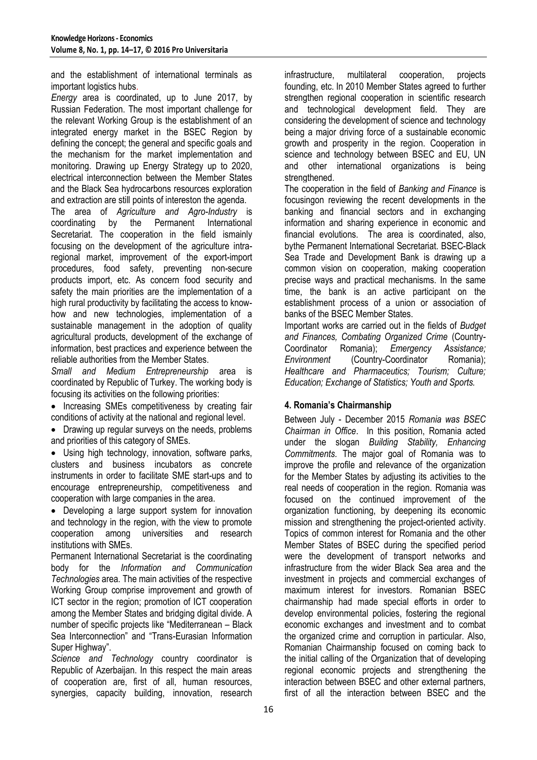and the establishment of international terminals as important logistics hubs.

*Energy* area is coordinated, up to June 2017, by Russian Federation. The most important challenge for the relevant Working Group is the establishment of an integrated energy market in the BSEC Region by defining the concept; the general and specific goals and the mechanism for the market implementation and monitoring. Drawing up Energy Strategy up to 2020, electrical interconnection between the Member States and the Black Sea hydrocarbons resources exploration and extraction are still points of intereston the agenda.

The area of *Agriculture and Agro-Industry* is coordinating by the Permanent International Secretariat. The cooperation in the field ismainly focusing on the development of the agriculture intra-regional market, improvement of the export-import procedures, food safety, preventing non-secure products import, etc. As concern food security and safety the main priorities are the implementation of a high rural productivity by facilitating the access to know-how and new technologies, implementation of a sustainable management in the adoption of quality agricultural products, development of the exchange of information, best practices and experience between the reliable authorities from the Member States.

*Small and Medium Entrepreneurship* area is coordinated by Republic of Turkey. The working body is focusing its activities on the following priorities:

- Increasing SMEs competitiveness by creating fair conditions of activity at the national and regional level.
- Drawing up regular surveys on the needs, problems and priorities of this category of SMEs.
- Using high technology, innovation, software parks, clusters and business incubators as concrete instruments in order to facilitate SME start-ups and to encourage entrepreneurship, competitiveness and cooperation with large companies in the area.
- Developing a large support system for innovation and technology in the region, with the view to promote cooperation among universities and research institutions with SMEs.

Permanent International Secretariat is the coordinating body for the *Information and Communication Technologies* area. The main activities of the respective Working Group comprise improvement and growth of ICT sector in the region; promotion of ICT cooperation among the Member States and bridging digital divide. A number of specific projects like "Mediterranean – Black Sea Interconnection" and "Trans-Eurasian Information Super Highway".

*Science and Technology* country coordinator is Republic of Azerbaijan. In this respect the main areas of cooperation are, first of all, human resources, synergies, capacity building, innovation, research infrastructure, multilateral cooperation, projects founding, etc. In 2010 Member States agreed to further strengthen regional cooperation in scientific research and technological development field. They are considering the development of science and technology being a major driving force of a sustainable economic growth and prosperity in the region. Cooperation in science and technology between BSEC and EU, UN and other international organizations is being strengthened.

The cooperation in the field of *Banking and Finance* is focusingon reviewing the recent developments in the banking and financial sectors and in exchanging information and sharing experience in economic and financial evolutions. The area is coordinated, also, bythe Permanent International Secretariat. BSEC-Black Sea Trade and Development Bank is drawing up a common vision on cooperation, making cooperation precise ways and practical mechanisms. In the same time, the bank is an active participant on the establishment process of a union or association of banks of the BSEC Member States.

Important works are carried out in the fields of *Budget and Finances, Combating Organized Crime* (Country-Coordinator Romania); *Emergency Assistance; Environment* (Country-Coordinator Romania); *Healthcare and Pharmaceutics; Tourism; Culture; Education; Exchange of Statistics; Youth and Sports.*

## 4. Romania's Chairmanship

Between July - December 2015 *Romania was BSEC Chairman in Office*. In this position, Romania acted under the slogan *Building Stability, Enhancing Commitments.* The major goal of Romania was to improve the profile and relevance of the organization for the Member States by adjusting its activities to the real needs of cooperation in the region. Romania was focused on the continued improvement of the organization functioning, by deepening its economic mission and strengthening the project-oriented activity. Topics of common interest for Romania and the other Member States of BSEC during the specified period were the development of transport networks and infrastructure from the wider Black Sea area and the investment in projects and commercial exchanges of maximum interest for investors. Romanian BSEC chairmanship had made special efforts in order to develop environmental policies, fostering the regional economic exchanges and investment and to combat the organized crime and corruption in particular. Also, Romanian Chairmanship focused on coming back to the initial calling of the Organization that of developing regional economic projects and strengthening the interaction between BSEC and other external partners, first of all the interaction between BSEC and the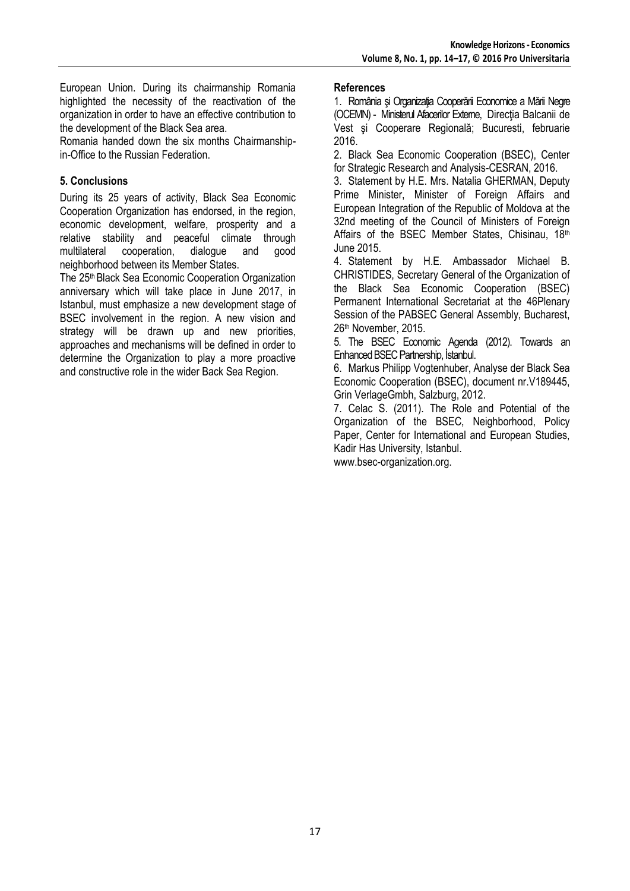European Union. During its chairmanship Romania highlighted the necessity of the reactivation of the organization in order to have an effective contribution to the development of the Black Sea area.

Romania handed down the six months Chairmanship-in-Office to the Russian Federation.

## 5. Conclusions

During its 25 years of activity, Black Sea Economic Cooperation Organization has endorsed, in the region, economic development, welfare, prosperity and a relative stability and peaceful climate through multilateral cooperation, dialogue and good neighborhood between its Member States.

The 25th Black Sea Economic Cooperation Organization anniversary which will take place in June 2017, in Istanbul, must emphasize a new development stage of BSEC involvement in the region. A new vision and strategy will be drawn up and new priorities, approaches and mechanisms will be defined in order to determine the Organization to play a more proactive and constructive role in the wider Back Sea Region.

## References

1. România şi Organizaţia Cooperării Economice a Mării Negre (OCEMN) - Ministerul Afacerilor Externe, Direcţia Balcanii de Vest şi Cooperare Regională; Bucuresti, februarie 2016.
2. Black Sea Economic Cooperation (BSEC), Center for Strategic Research and Analysis-CESRAN, 2016.
3. Statement by H.E. Mrs. Natalia GHERMAN, Deputy Prime Minister, Minister of Foreign Affairs and European Integration of the Republic of Moldova at the 32nd meeting of the Council of Ministers of Foreign Affairs of the BSEC Member States, Chisinau, 18th June 2015.
4. Statement by H.E. Ambassador Michael B. CHRISTIDES, Secretary General of the Organization of the Black Sea Economic Cooperation (BSEC) Permanent International Secretariat at the 46Plenary Session of the PABSEC General Assembly, Bucharest, 26th November, 2015.
5. The BSEC Economic Agenda (2012). Towards an Enhanced BSEC Partnership, İstanbul.
6. Markus Philipp Vogtenhuber, Analyse der Black Sea Economic Cooperation (BSEC), document nr.V189445, Grin VerlageGmbh, Salzburg, 2012.
7. Celac S. (2011). The Role and Potential of the Organization of the BSEC, Neighborhood, Policy Paper, Center for International and European Studies, Kadir Has University, Istanbul.

www.bsec-organization.org.